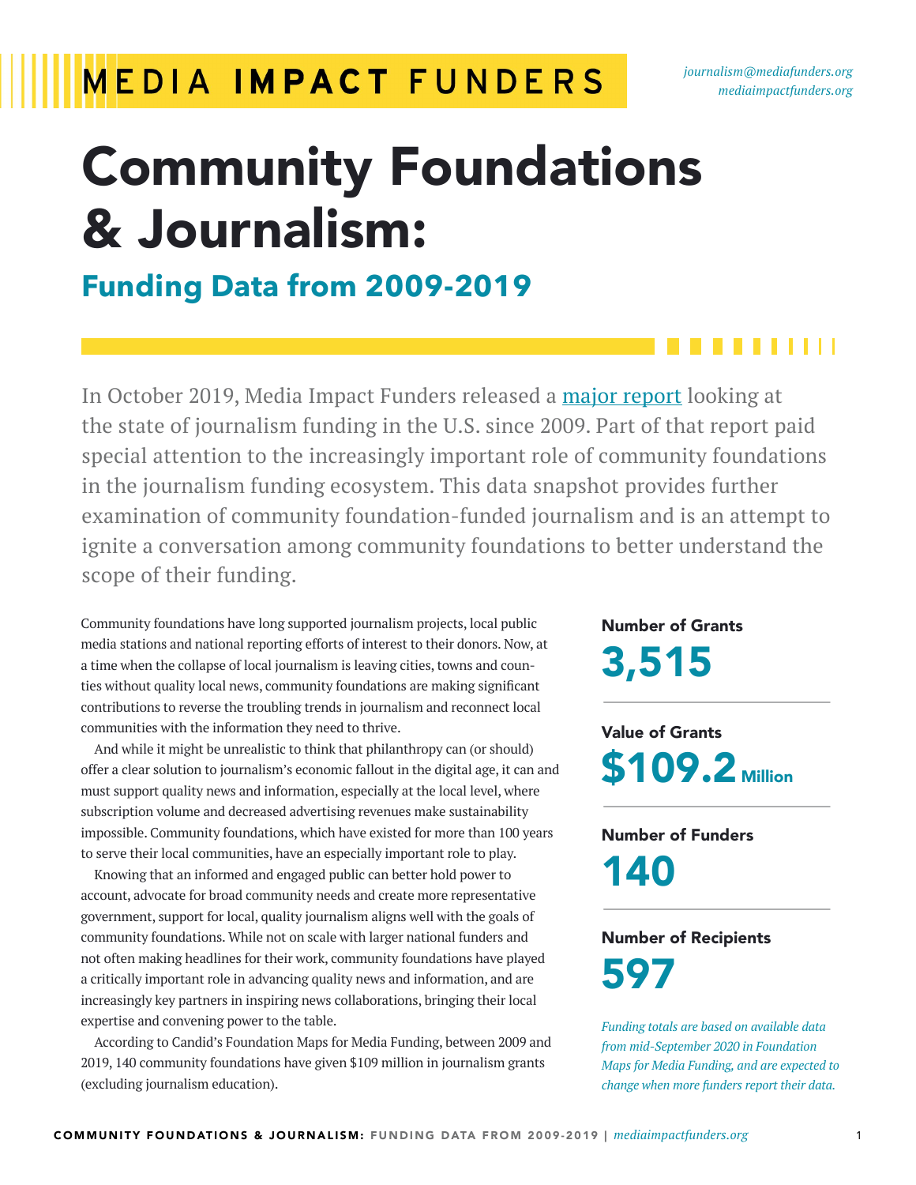MEDIA **IMPACT** FUNDERS

*journalism@mediafunders.org*
*mediaimpactfunders.org*

# Community Foundations & Journalism:

## Funding Data from 2009-2019

In October 2019, Media Impact Funders released a major report looking at the state of journalism funding in the U.S. since 2009. Part of that report paid special attention to the increasingly important role of community foundations in the journalism funding ecosystem. This data snapshot provides further examination of community foundation-funded journalism and is an attempt to ignite a conversation among community foundations to better understand the scope of their funding.

Community foundations have long supported journalism projects, local public media stations and national reporting efforts of interest to their donors. Now, at a time when the collapse of local journalism is leaving cities, towns and counties without quality local news, community foundations are making significant contributions to reverse the troubling trends in journalism and reconnect local communities with the information they need to thrive.

And while it might be unrealistic to think that philanthropy can (or should) offer a clear solution to journalism's economic fallout in the digital age, it can and must support quality news and information, especially at the local level, where subscription volume and decreased advertising revenues make sustainability impossible. Community foundations, which have existed for more than 100 years to serve their local communities, have an especially important role to play.

Knowing that an informed and engaged public can better hold power to account, advocate for broad community needs and create more representative government, support for local, quality journalism aligns well with the goals of community foundations. While not on scale with larger national funders and not often making headlines for their work, community foundations have played a critically important role in advancing quality news and information, and are increasingly key partners in inspiring news collaborations, bringing their local expertise and convening power to the table.

According to Candid's Foundation Maps for Media Funding, between 2009 and 2019, 140 community foundations have given $109 million in journalism grants (excluding journalism education).

**Number of Grants**
**3,515**

**Value of Grants**
**$109.2 Million**

**Number of Funders**
**140**

**Number of Recipients**
**597**

*Funding totals are based on available data from mid-September 2020 in Foundation Maps for Media Funding, and are expected to change when more funders report their data.*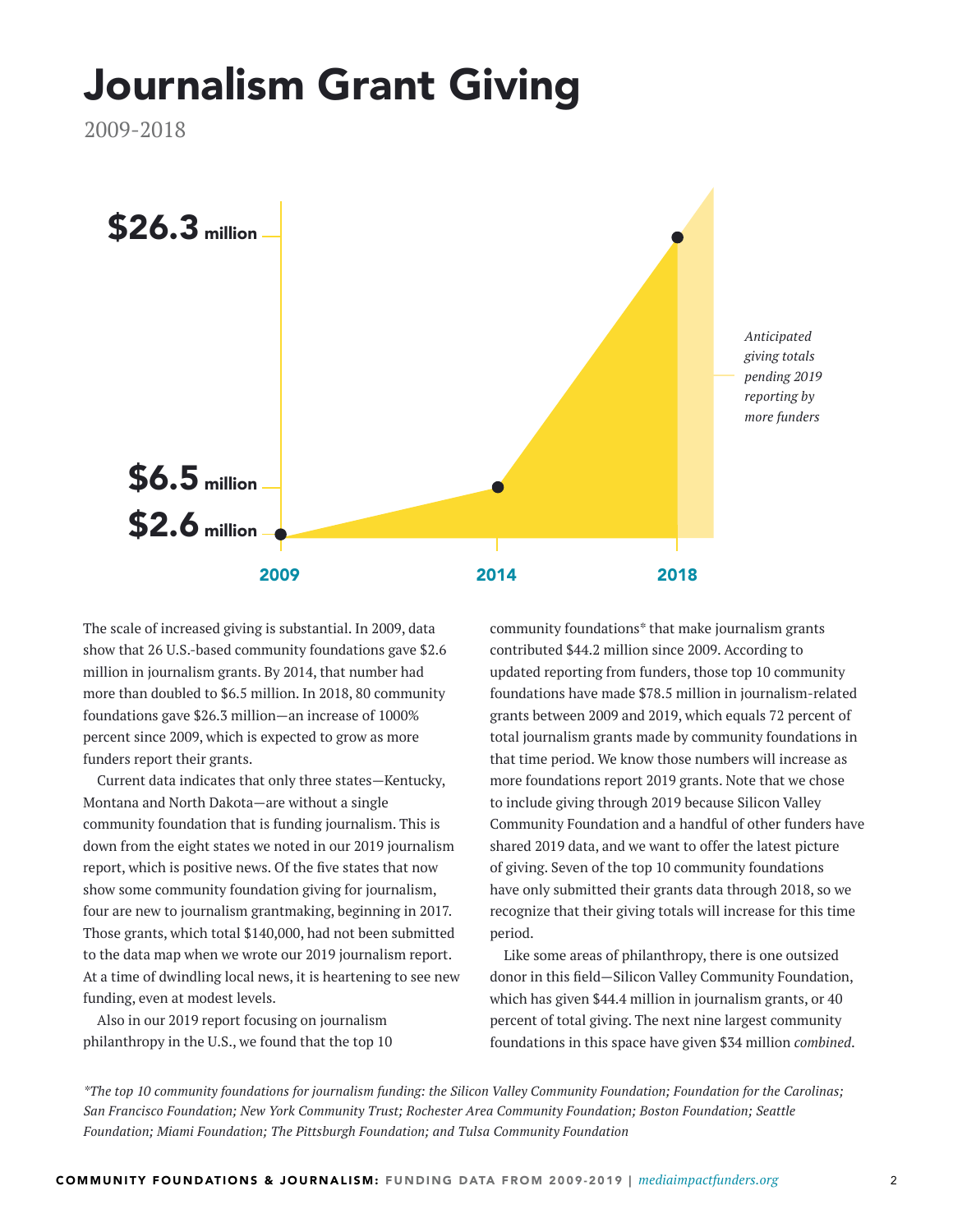# Journalism Grant Giving

2009-2018

$26.3 million

$6.5 million

$2.6 million

2009 | 2014 | 2018

*Anticipated giving totals pending 2019 reporting by more funders*

The scale of increased giving is substantial. In 2009, data show that 26 U.S.-based community foundations gave $2.6 million in journalism grants. By 2014, that number had more than doubled to $6.5 million. In 2018, 80 community foundations gave $26.3 million—an increase of 1000% percent since 2009, which is expected to grow as more funders report their grants.

Current data indicates that only three states—Kentucky, Montana and North Dakota—are without a single community foundation that is funding journalism. This is down from the eight states we noted in our 2019 journalism report, which is positive news. Of the five states that now show some community foundation giving for journalism, four are new to journalism grantmaking, beginning in 2017. Those grants, which total $140,000, had not been submitted to the data map when we wrote our 2019 journalism report. At a time of dwindling local news, it is heartening to see new funding, even at modest levels.

Also in our 2019 report focusing on journalism philanthropy in the U.S., we found that the top 10 community foundations* that make journalism grants contributed $44.2 million since 2009. According to updated reporting from funders, those top 10 community foundations have made $78.5 million in journalism-related grants between 2009 and 2019, which equals 72 percent of total journalism grants made by community foundations in that time period. We know those numbers will increase as more foundations report 2019 grants. Note that we chose to include giving through 2019 because Silicon Valley Community Foundation and a handful of other funders have shared 2019 data, and we want to offer the latest picture of giving. Seven of the top 10 community foundations have only submitted their grants data through 2018, so we recognize that their giving totals will increase for this time period.

Like some areas of philanthropy, there is one outsized donor in this field—Silicon Valley Community Foundation, which has given $44.4 million in journalism grants, or 40 percent of total giving. The next nine largest community foundations in this space have given $34 million *combined*.

*\*The top 10 community foundations for journalism funding: the Silicon Valley Community Foundation; Foundation for the Carolinas; San Francisco Foundation; New York Community Trust; Rochester Area Community Foundation; Boston Foundation; Seattle Foundation; Miami Foundation; The Pittsburgh Foundation; and Tulsa Community Foundation*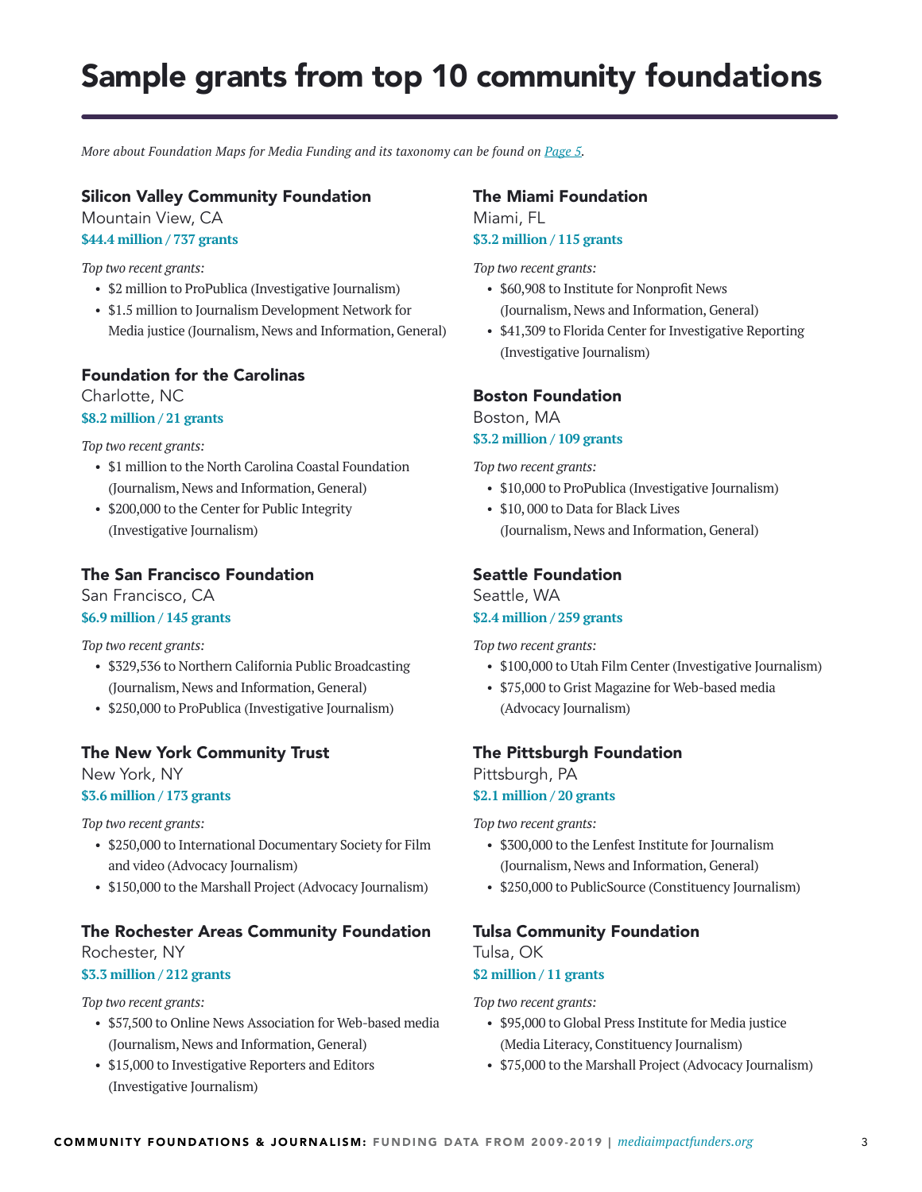# Sample grants from top 10 community foundations

*More about Foundation Maps for Media Funding and its taxonomy can be found on [Page 5](#).*

### Silicon Valley Community Foundation

Mountain View, CA

**$44.4 million / 737 grants**

*Top two recent grants:*

- $2 million to ProPublica (Investigative Journalism)
- $1.5 million to Journalism Development Network for Media justice (Journalism, News and Information, General)

### Foundation for the Carolinas

Charlotte, NC

**$8.2 million / 21 grants**

*Top two recent grants:*

- $1 million to the North Carolina Coastal Foundation (Journalism, News and Information, General)
- $200,000 to the Center for Public Integrity (Investigative Journalism)

### The San Francisco Foundation

San Francisco, CA

**$6.9 million / 145 grants**

*Top two recent grants:*

- $329,536 to Northern California Public Broadcasting (Journalism, News and Information, General)
- $250,000 to ProPublica (Investigative Journalism)

### The New York Community Trust

New York, NY

**$3.6 million / 173 grants**

*Top two recent grants:*

- $250,000 to International Documentary Society for Film and video (Advocacy Journalism)
- $150,000 to the Marshall Project (Advocacy Journalism)

### The Rochester Areas Community Foundation

Rochester, NY

**$3.3 million / 212 grants**

*Top two recent grants:*

- $57,500 to Online News Association for Web-based media (Journalism, News and Information, General)
- $15,000 to Investigative Reporters and Editors (Investigative Journalism)

### The Miami Foundation

Miami, FL

**$3.2 million / 115 grants**

*Top two recent grants:*

- $60,908 to Institute for Nonprofit News (Journalism, News and Information, General)
- $41,309 to Florida Center for Investigative Reporting (Investigative Journalism)

### Boston Foundation

Boston, MA

**$3.2 million / 109 grants**

*Top two recent grants:*

- $10,000 to ProPublica (Investigative Journalism)
- $10, 000 to Data for Black Lives (Journalism, News and Information, General)

### Seattle Foundation

Seattle, WA

**$2.4 million / 259 grants**

*Top two recent grants:*

- $100,000 to Utah Film Center (Investigative Journalism)
- $75,000 to Grist Magazine for Web-based media (Advocacy Journalism)

### The Pittsburgh Foundation

Pittsburgh, PA

**$2.1 million / 20 grants**

*Top two recent grants:*

- $300,000 to the Lenfest Institute for Journalism (Journalism, News and Information, General)
- $250,000 to PublicSource (Constituency Journalism)

### Tulsa Community Foundation

Tulsa, OK

**$2 million / 11 grants**

*Top two recent grants:*

- $95,000 to Global Press Institute for Media justice (Media Literacy, Constituency Journalism)
- $75,000 to the Marshall Project (Advocacy Journalism)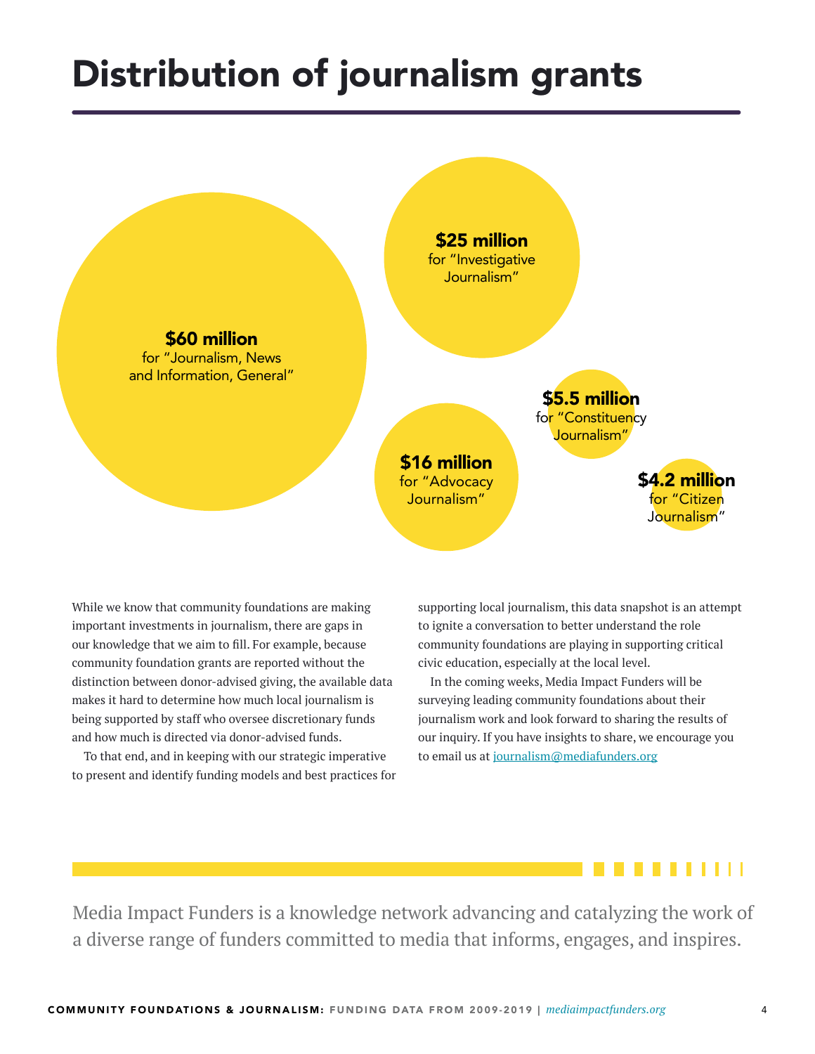# Distribution of journalism grants

**$60 million**
for "Journalism, News and Information, General"

**$25 million**
for "Investigative Journalism"

**$16 million**
for "Advocacy Journalism"

**$5.5 million**
for "Constituency Journalism"

**$4.2 million**
for "Citizen Journalism"

While we know that community foundations are making important investments in journalism, there are gaps in our knowledge that we aim to fill. For example, because community foundation grants are reported without the distinction between donor-advised giving, the available data makes it hard to determine how much local journalism is being supported by staff who oversee discretionary funds and how much is directed via donor-advised funds.

To that end, and in keeping with our strategic imperative to present and identify funding models and best practices for supporting local journalism, this data snapshot is an attempt to ignite a conversation to better understand the role community foundations are playing in supporting critical civic education, especially at the local level.

In the coming weeks, Media Impact Funders will be surveying leading community foundations about their journalism work and look forward to sharing the results of our inquiry. If you have insights to share, we encourage you to email us at journalism@mediafunders.org

Media Impact Funders is a knowledge network advancing and catalyzing the work of a diverse range of funders committed to media that informs, engages, and inspires.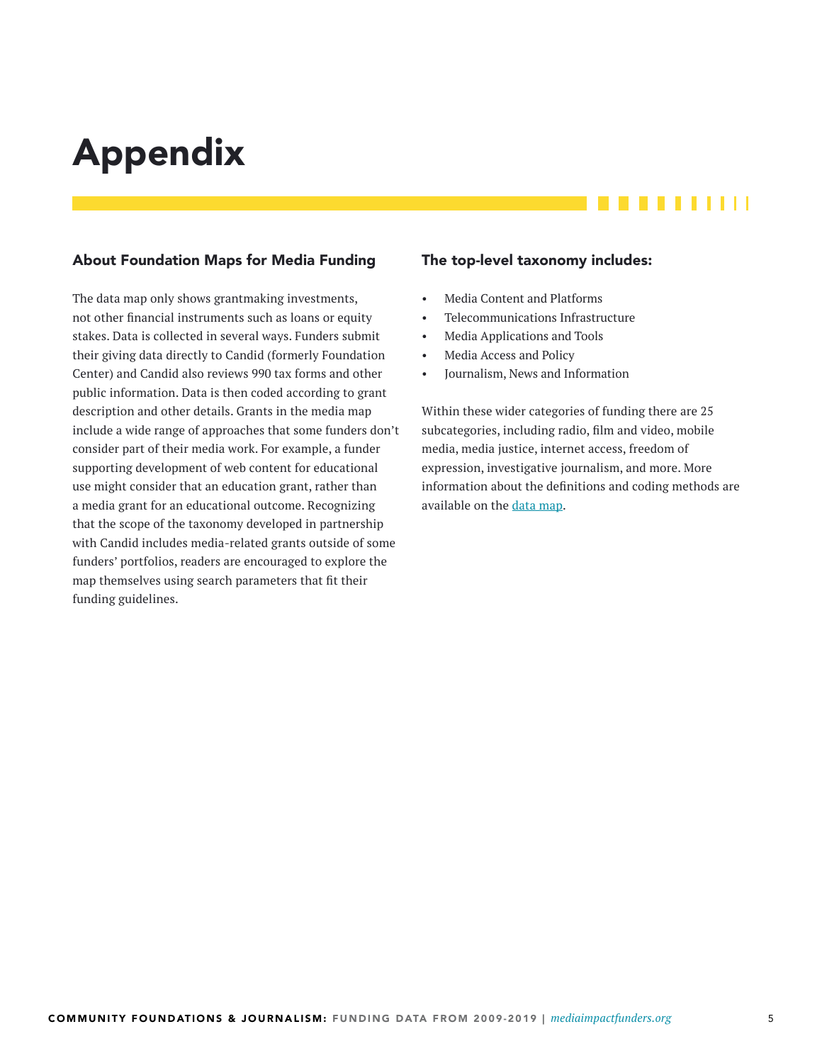# Appendix

## About Foundation Maps for Media Funding

The data map only shows grantmaking investments, not other financial instruments such as loans or equity stakes. Data is collected in several ways. Funders submit their giving data directly to Candid (formerly Foundation Center) and Candid also reviews 990 tax forms and other public information. Data is then coded according to grant description and other details. Grants in the media map include a wide range of approaches that some funders don't consider part of their media work. For example, a funder supporting development of web content for educational use might consider that an education grant, rather than a media grant for an educational outcome. Recognizing that the scope of the taxonomy developed in partnership with Candid includes media-related grants outside of some funders' portfolios, readers are encouraged to explore the map themselves using search parameters that fit their funding guidelines.

## The top-level taxonomy includes:

- Media Content and Platforms
- Telecommunications Infrastructure
- Media Applications and Tools
- Media Access and Policy
- Journalism, News and Information

Within these wider categories of funding there are 25 subcategories, including radio, film and video, mobile media, media justice, internet access, freedom of expression, investigative journalism, and more. More information about the definitions and coding methods are available on the [data map](data map).